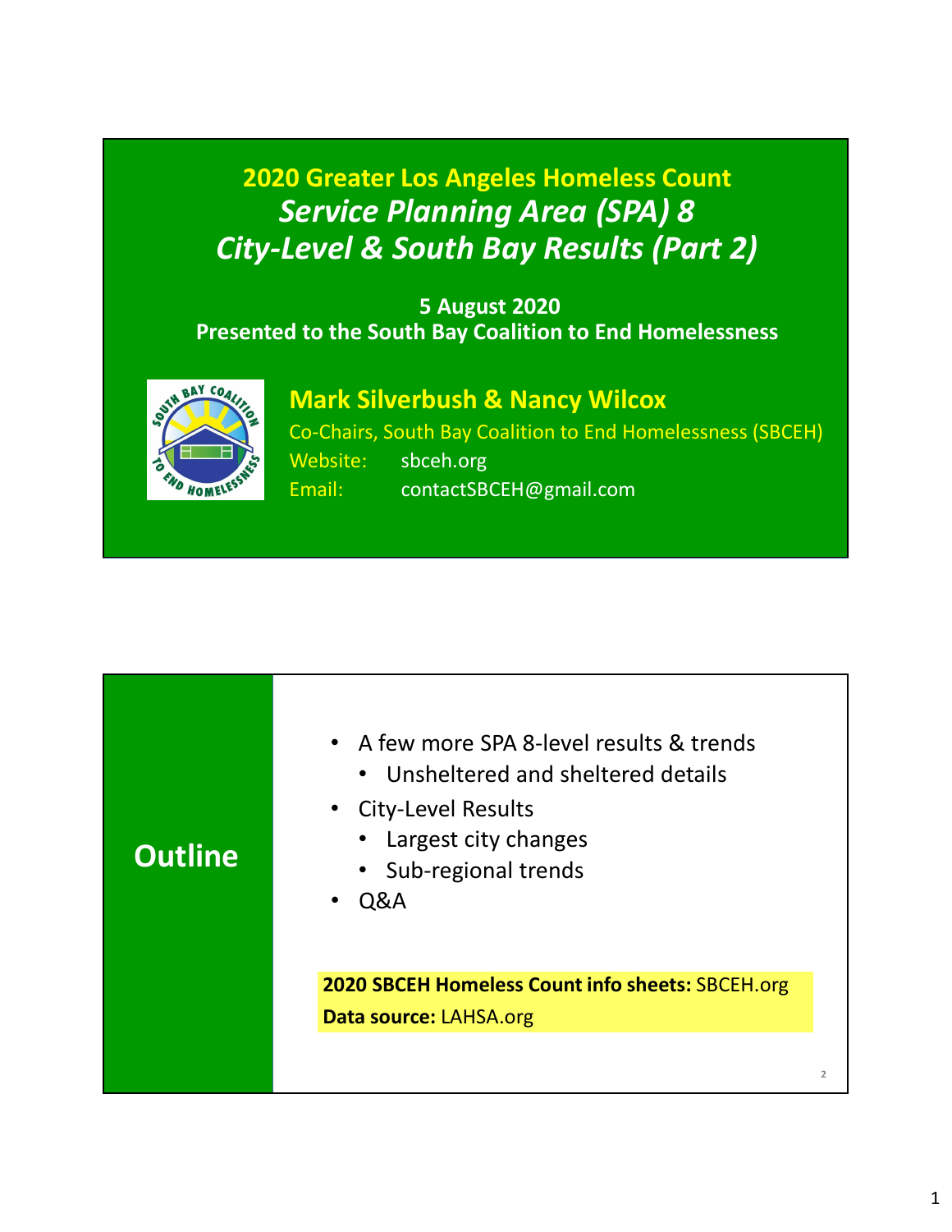# 2020 Greater Los Angeles Homeless Count

## *Service Planning Area (SPA) 8*
## *City-Level & South Bay Results (Part 2)*

**5 August 2020**
**Presented to the South Bay Coalition to End Homelessness**

**Mark Silverbush & Nancy Wilcox**
Co-Chairs, South Bay Coalition to End Homelessness (SBCEH)
Website: sbceh.org
Email: contactSBCEH@gmail.com

## Outline

- A few more SPA 8-level results & trends
  - Unsheltered and sheltered details
- City-Level Results
  - Largest city changes
  - Sub-regional trends
- Q&A

**2020 SBCEH Homeless Count info sheets:** SBCEH.org
**Data source:** LAHSA.org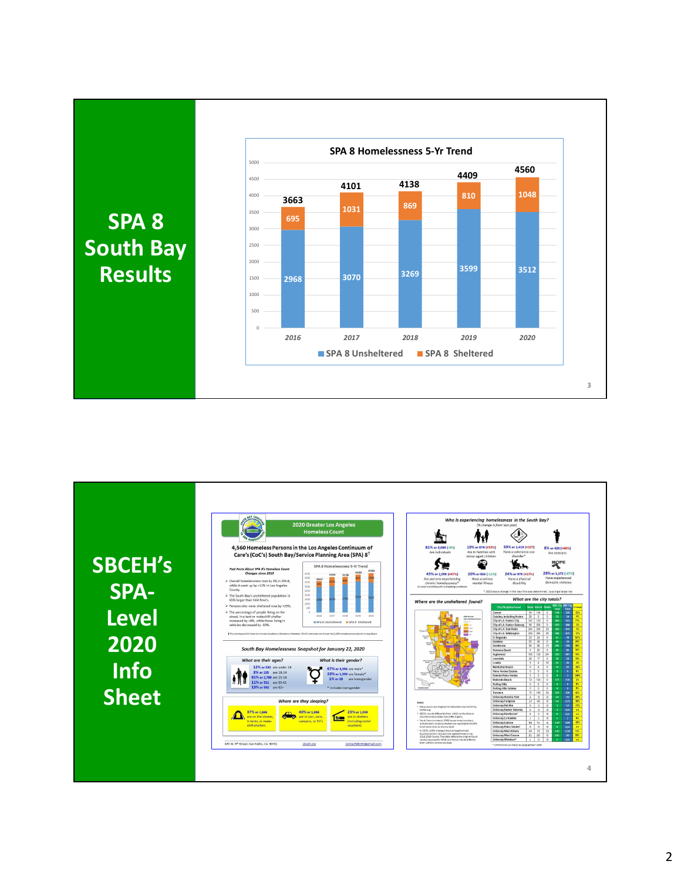## SPA 8 South Bay Results

**SPA 8 Homelessness 5-Yr Trend**

| Year | SPA 8 Unsheltered | SPA 8 Sheltered | Total |
|---|---|---|---|
| 2016 | 2968 | 695 | 3663 |
| 2017 | 3070 | 1031 | 4101 |
| 2018 | 3269 | 869 | 4138 |
| 2019 | 3599 | 810 | 4409 |
| 2020 | 3512 | 1048 | 4560 |

## SBCEH's SPA-Level 2020 Info Sheet

**2020 Greater Los Angeles Homeless Count**

4,560 Homeless Persons in the Los Angeles Continuum of Care's (CoC's) South Bay/Service Planning Area (SPA) 8

*South Bay Homelessness Snapshot for January 22, 2020*

**What are their ages?**

- 12% or 532 are under 18
- 3% or 135 are 18-24
- 61% or 2,780 are 25-54
- 11% or 521 are 55-61
- 13% or 592 are 62+

**What is their gender?**

- 67% or 3,056 are male*
- 33% or 1,504 are female*
- 1% or 20 are transgender
- \* Includes transgender

**Where are they sleeping?**

- 37% or 1,666 are on the streets, in tents, or makeshift shelters
- 40% or 1,846 are in cars, vans, campers, or RV's
- 23% or 1,048 are in shelters (including motel vouchers)

**Who is experiencing homelessness in the South Bay?** (% change is from last year)

- 81% or 3,684 (-3%) Are individuals
- 19% or 874 (+53%) Are in families with minor-aged children
- 33% or 1,418 (+227) Have a substance use disorder*
- 9% or 420 (+46%) Are veterans
- 45% or 2,056 (+47%) Are persons experiencing chronic homelessness*
- 20% or 816 (-11%) Have a serious mental illness
- 24% or 979 (+27%) Have a physical disability
- 29% or 1,172 (-47%) Have experienced domestic violence

\* 2020 saw a change in the way this was determined, causing a large rise

*Where are the unsheltered found?*

*What are the city totals?*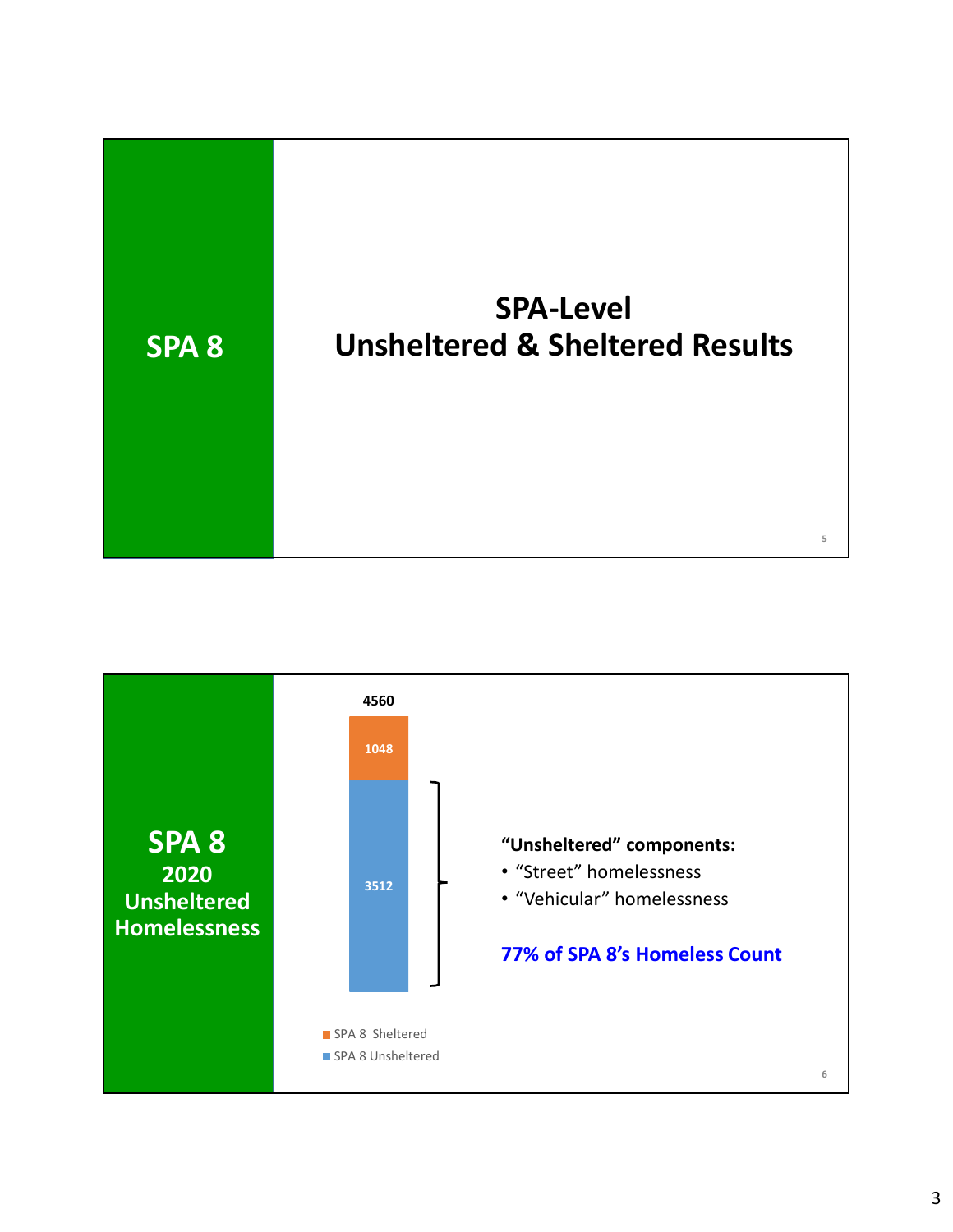## SPA 8

# SPA-Level Unsheltered & Sheltered Results

---

## SPA 8 2020 Unsheltered Homelessness

4560

1048

3512

SPA 8 Sheltered

SPA 8 Unsheltered

**"Unsheltered" components:**

- "Street" homelessness
- "Vehicular" homelessness

***77% of SPA 8's Homeless Count***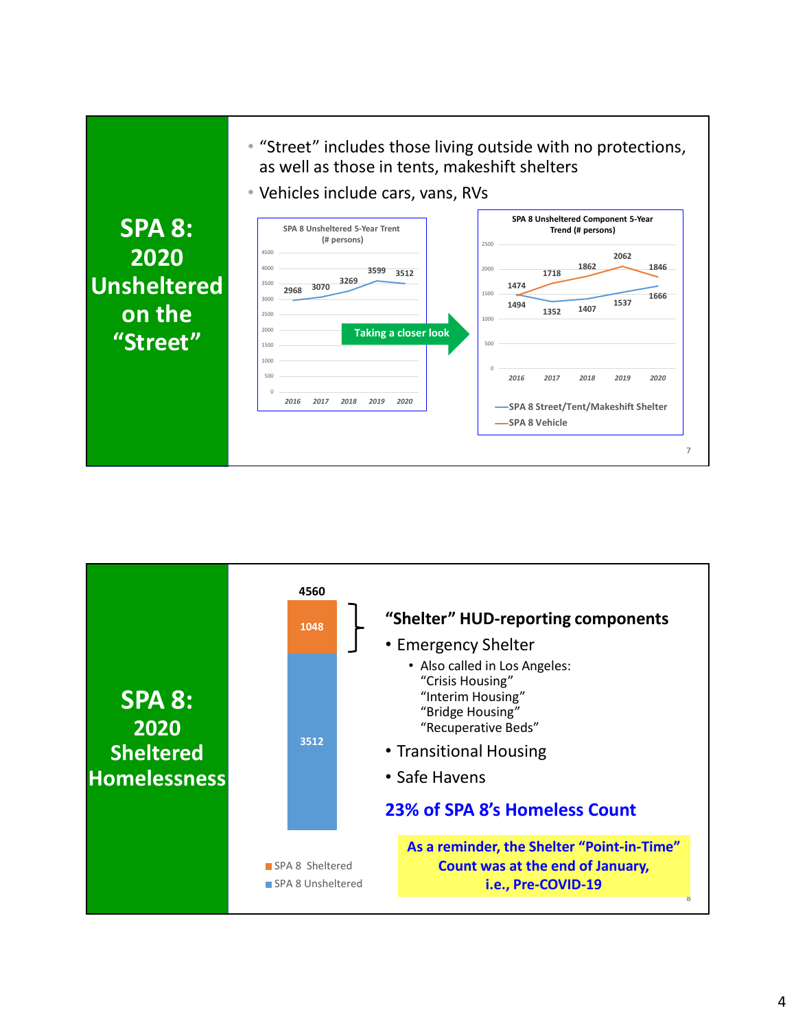## SPA 8: 2020 Unsheltered on the "Street"

- "Street" includes those living outside with no protections, as well as those in tents, makeshift shelters
- Vehicles include cars, vans, RVs

**SPA 8 Unsheltered 5-Year Trent (# persons)**

| Year | 2016 | 2017 | 2018 | 2019 | 2020 |
|---|---|---|---|---|---|
| Unsheltered | 2968 | 3070 | 3269 | 3599 | 3512 |

Taking a closer look

**SPA 8 Unsheltered Component 5-Year Trend (# persons)**

| Year | 2016 | 2017 | 2018 | 2019 | 2020 |
|---|---|---|---|---|---|
| SPA 8 Street/Tent/Makeshift Shelter | 1494 | 1352 | 1407 | 1537 | 1666 |
| SPA 8 Vehicle | 1474 | 1718 | 1862 | 2062 | 1846 |

## SPA 8: 2020 Sheltered Homelessness

| | Count |
|---|---|
| SPA 8 Sheltered | 1048 |
| SPA 8 Unsheltered | 3512 |
| Total | 4560 |

**"Shelter" HUD-reporting components**

- Emergency Shelter
  - Also called in Los Angeles:
    "Crisis Housing"
    "Interim Housing"
    "Bridge Housing"
    "Recuperative Beds"
- Transitional Housing
- Safe Havens

**23% of SPA 8's Homeless Count**

**As a reminder, the Shelter "Point-in-Time" Count was at the end of January, i.e., Pre-COVID-19**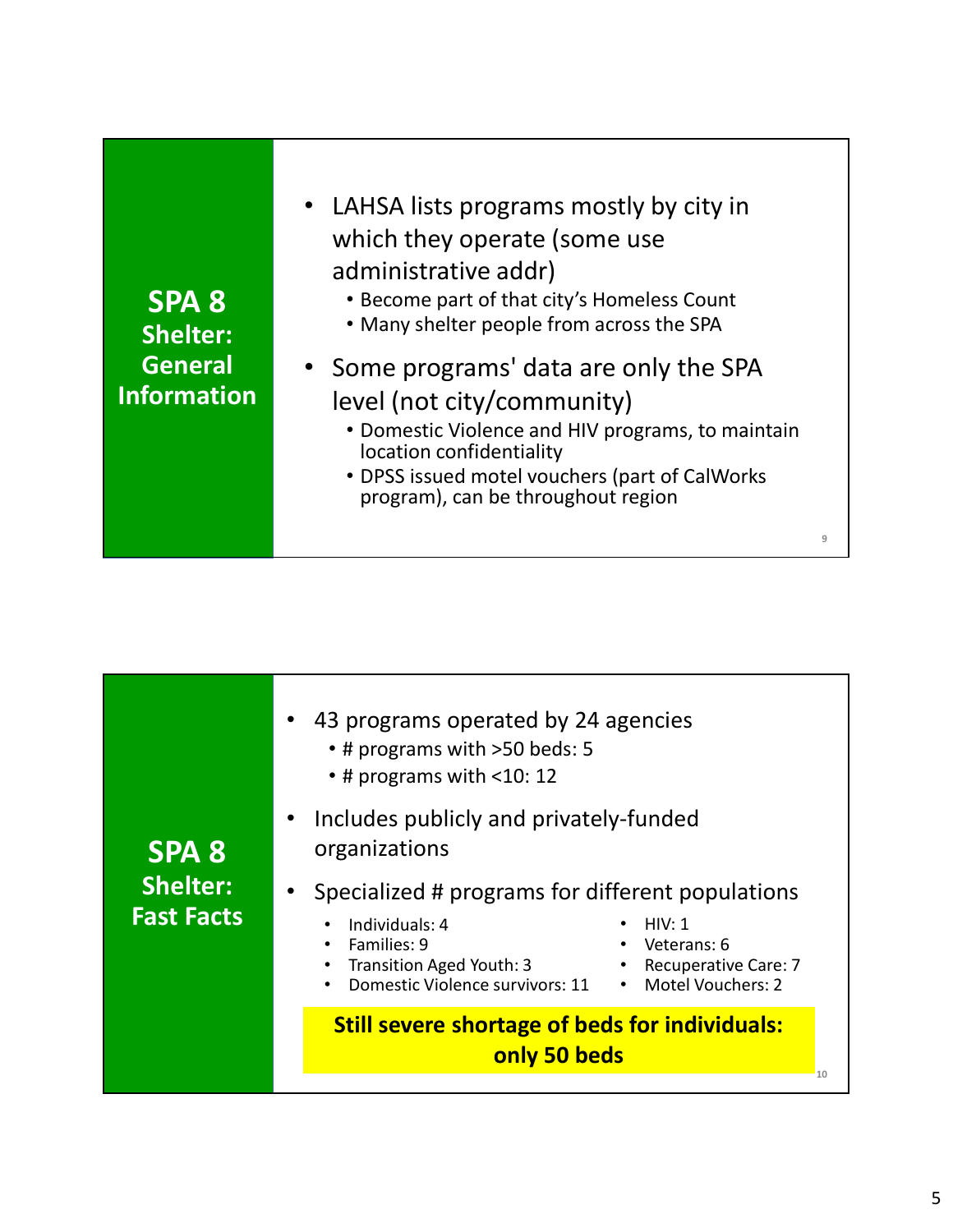## SPA 8 Shelter: General Information

- LAHSA lists programs mostly by city in which they operate (some use administrative addr)
  - Become part of that city's Homeless Count
  - Many shelter people from across the SPA
- Some programs' data are only the SPA level (not city/community)
  - Domestic Violence and HIV programs, to maintain location confidentiality
  - DPSS issued motel vouchers (part of CalWorks program), can be throughout region

## SPA 8 Shelter: Fast Facts

- 43 programs operated by 24 agencies
  - # programs with >50 beds: 5
  - # programs with <10: 12
- Includes publicly and privately-funded organizations
- Specialized # programs for different populations
  - Individuals: 4
  - Families: 9
  - Transition Aged Youth: 3
  - Domestic Violence survivors: 11
  - HIV: 1
  - Veterans: 6
  - Recuperative Care: 7
  - Motel Vouchers: 2

**Still severe shortage of beds for individuals: only 50 beds**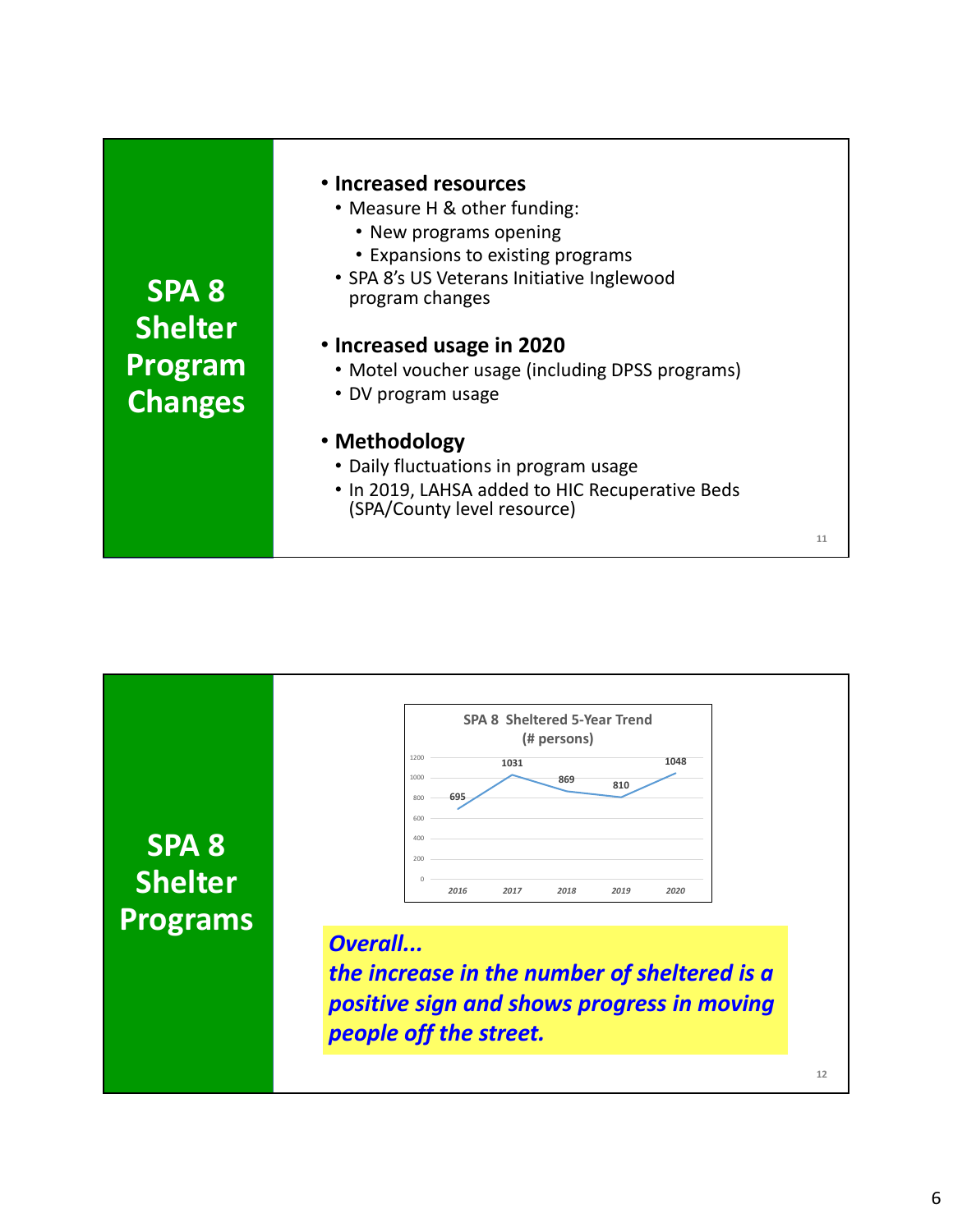## SPA 8 Shelter Program Changes

- **Increased resources**
  - Measure H & other funding:
    - New programs opening
    - Expansions to existing programs
  - SPA 8's US Veterans Initiative Inglewood program changes
- **Increased usage in 2020**
  - Motel voucher usage (including DPSS programs)
  - DV program usage
- **Methodology**
  - Daily fluctuations in program usage
  - In 2019, LAHSA added to HIC Recuperative Beds (SPA/County level resource)

## SPA 8 Shelter Programs

**SPA 8 Sheltered 5-Year Trend (# persons)**

| Year | # persons |
|---|---|
| 2016 | 695 |
| 2017 | 1031 |
| 2018 | 869 |
| 2019 | 810 |
| 2020 | 1048 |

***Overall...***
***the increase in the number of sheltered is a positive sign and shows progress in moving people off the street.***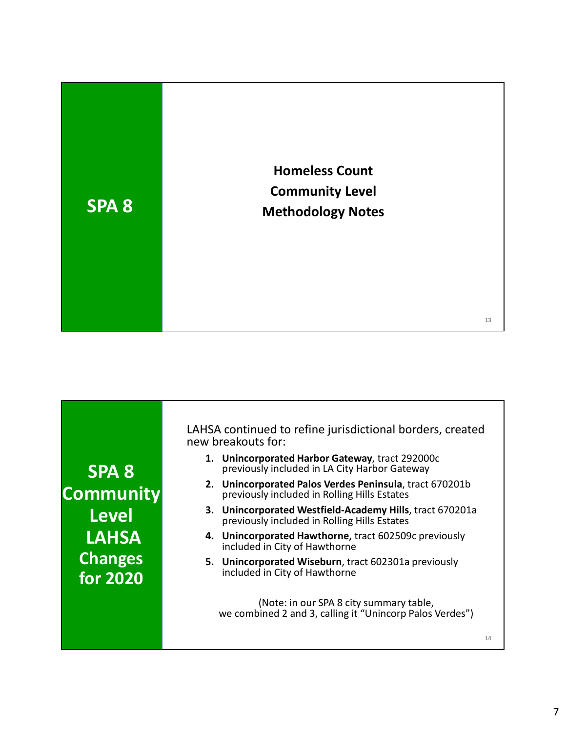## SPA 8

**Homeless Count**
**Community Level**
**Methodology Notes**

## SPA 8 Community Level LAHSA Changes for 2020

LAHSA continued to refine jurisdictional borders, created new breakouts for:

1. **Unincorporated Harbor Gateway**, tract 292000c previously included in LA City Harbor Gateway
2. **Unincorporated Palos Verdes Peninsula**, tract 670201b previously included in Rolling Hills Estates
3. **Unincorporated Westfield-Academy Hills**, tract 670201a previously included in Rolling Hills Estates
4. **Unincorporated Hawthorne,** tract 602509c previously included in City of Hawthorne
5. **Unincorporated Wiseburn**, tract 602301a previously included in City of Hawthorne

(Note: in our SPA 8 city summary table, we combined 2 and 3, calling it "Unincorp Palos Verdes")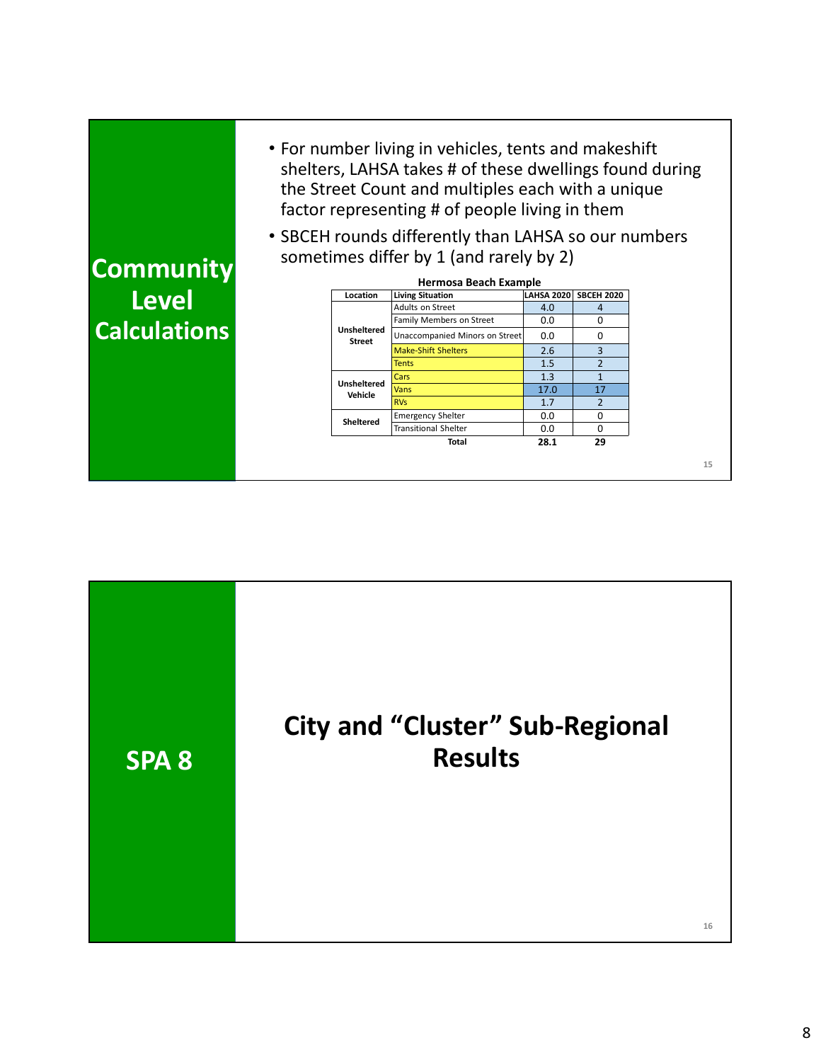## Community Level Calculations

- For number living in vehicles, tents and makeshift shelters, LAHSA takes # of these dwellings found during the Street Count and multiples each with a unique factor representing # of people living in them
- SBCEH rounds differently than LAHSA so our numbers sometimes differ by 1 (and rarely by 2)

**Hermosa Beach Example**

| Location | Living Situation | LAHSA 2020 | SBCEH 2020 |
|---|---|---|---|
| Unsheltered Street | Adults on Street | 4.0 | 4 |
| | Family Members on Street | 0.0 | 0 |
| | Unaccompanied Minors on Street | 0.0 | 0 |
| | Make-Shift Shelters | 2.6 | 3 |
| | Tents | 1.5 | 2 |
| Unsheltered Vehicle | Cars | 1.3 | 1 |
| | Vans | 17.0 | 17 |
| | RVs | 1.7 | 2 |
| Sheltered | Emergency Shelter | 0.0 | 0 |
| | Transitional Shelter | 0.0 | 0 |
| | **Total** | **28.1** | **29** |

## SPA 8

# City and "Cluster" Sub-Regional Results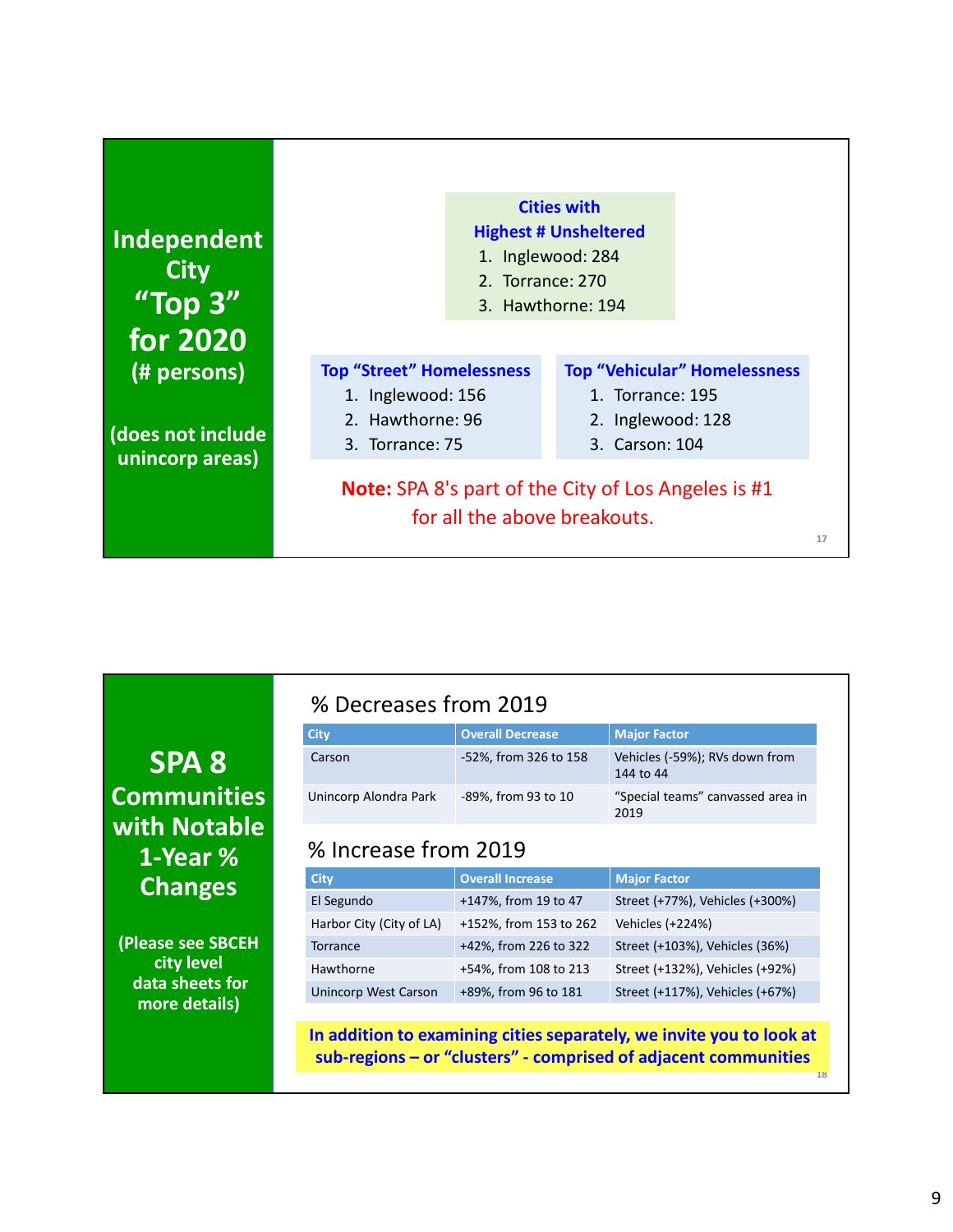## Independent City "Top 3" for 2020 (# persons)

(does not include unincorp areas)

**Cities with Highest # Unsheltered**

1. Inglewood: 284
2. Torrance: 270
3. Hawthorne: 194

**Top "Street" Homelessness**

1. Inglewood: 156
2. Hawthorne: 96
3. Torrance: 75

**Top "Vehicular" Homelessness**

1. Torrance: 195
2. Inglewood: 128
3. Carson: 104

**Note:** SPA 8's part of the City of Los Angeles is #1 for all the above breakouts.

## SPA 8 Communities with Notable 1-Year % Changes

(Please see SBCEH city level data sheets for more details)

### % Decreases from 2019

| City | Overall Decrease | Major Factor |
|---|---|---|
| Carson | -52%, from 326 to 158 | Vehicles (-59%); RVs down from 144 to 44 |
| Unincorp Alondra Park | -89%, from 93 to 10 | "Special teams" canvassed area in 2019 |

### % Increase from 2019

| City | Overall Increase | Major Factor |
|---|---|---|
| El Segundo | +147%, from 19 to 47 | Street (+77%), Vehicles (+300%) |
| Harbor City (City of LA) | +152%, from 153 to 262 | Vehicles (+224%) |
| Torrance | +42%, from 226 to 322 | Street (+103%), Vehicles (36%) |
| Hawthorne | +54%, from 108 to 213 | Street (+132%), Vehicles (+92%) |
| Unincorp West Carson | +89%, from 96 to 181 | Street (+117%), Vehicles (+67%) |

**In addition to examining cities separately, we invite you to look at sub-regions – or "clusters" - comprised of adjacent communities**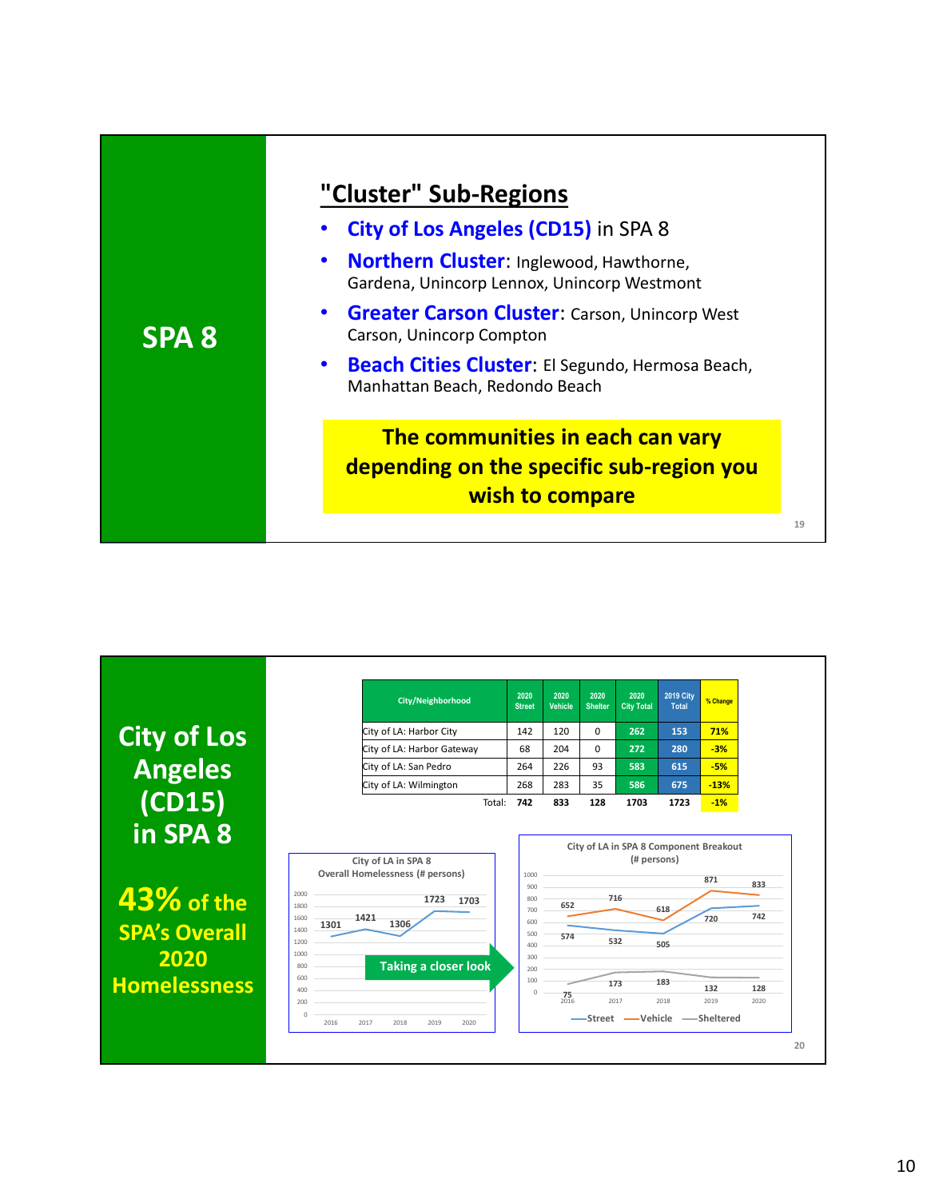## SPA 8

### "Cluster" Sub-Regions

- **City of Los Angeles (CD15)** in SPA 8
- **Northern Cluster**: Inglewood, Hawthorne, Gardena, Unincorp Lennox, Unincorp Westmont
- **Greater Carson Cluster**: Carson, Unincorp West Carson, Unincorp Compton
- **Beach Cities Cluster**: El Segundo, Hermosa Beach, Manhattan Beach, Redondo Beach

**The communities in each can vary depending on the specific sub-region you wish to compare**

## City of Los Angeles (CD15) in SPA 8

**43% of the SPA's Overall 2020 Homelessness**

| City/Neighborhood | 2020 Street | 2020 Vehicle | 2020 Shelter | 2020 City Total | 2019 City Total | % Change |
|---|---|---|---|---|---|---|
| City of LA: Harbor City | 142 | 120 | 0 | 262 | 153 | 71% |
| City of LA: Harbor Gateway | 68 | 204 | 0 | 272 | 280 | -3% |
| City of LA: San Pedro | 264 | 226 | 93 | 583 | 615 | -5% |
| City of LA: Wilmington | 268 | 283 | 35 | 586 | 675 | -13% |
| Total: | 742 | 833 | 128 | 1703 | 1723 | -1% |

City of LA in SPA 8 Overall Homelessness (# persons)

| Year | 2016 | 2017 | 2018 | 2019 | 2020 |
|---|---|---|---|---|---|
| Overall | 1301 | 1421 | 1306 | 1723 | 1703 |

Taking a closer look

City of LA in SPA 8 Component Breakout (# persons)

| Year | 2016 | 2017 | 2018 | 2019 | 2020 |
|---|---|---|---|---|---|
| Street | 574 | 532 | 505 | 720 | 742 |
| Vehicle | 652 | 716 | 618 | 871 | 833 |
| Sheltered | 75 | 173 | 183 | 132 | 128 |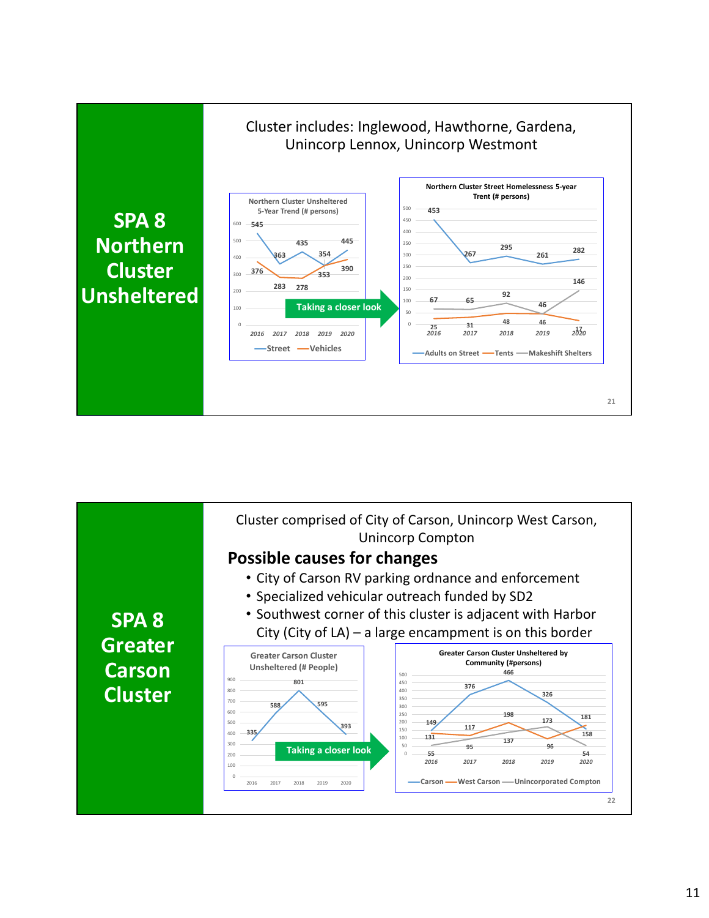## SPA 8 Northern Cluster Unsheltered

Cluster includes: Inglewood, Hawthorne, Gardena, Unincorp Lennox, Unincorp Westmont

**Northern Cluster Unsheltered 5-Year Trend (# persons)**

| | 2016 | 2017 | 2018 | 2019 | 2020 |
|---|---|---|---|---|---|
| Street | 545 | 363 | 435 | 354 | 445 |
| Vehicles | 376 | 283 | 278 | 353 | 390 |

Taking a closer look

**Northern Cluster Street Homelessness 5-year Trent (# persons)**

| | 2016 | 2017 | 2018 | 2019 | 2020 |
|---|---|---|---|---|---|
| Adults on Street | 453 | 267 | 295 | 261 | 282 |
| Tents | 25 | 31 | 48 | 46 | 17 |
| Makeshift Shelters | 67 | 65 | 92 | 46 | 146 |

## SPA 8 Greater Carson Cluster

Cluster comprised of City of Carson, Unincorp West Carson, Unincorp Compton

### Possible causes for changes

- City of Carson RV parking ordnance and enforcement
- Specialized vehicular outreach funded by SD2
- Southwest corner of this cluster is adjacent with Harbor City (City of LA) – a large encampment is on this border

**Greater Carson Cluster Unsheltered (# People)**

| 2016 | 2017 | 2018 | 2019 | 2020 |
|---|---|---|---|---|
| 335 | 588 | 801 | 595 | 393 |

Taking a closer look

**Greater Carson Cluster Unsheltered by Community (#persons)**

| | 2016 | 2017 | 2018 | 2019 | 2020 |
|---|---|---|---|---|---|
| Carson | 131 | 376 | 466 | 326 | 158 |
| West Carson | 149 | 117 | 198 | 96 | 181 |
| Unincorporated Compton | 55 | 95 | 137 | 173 | 54 |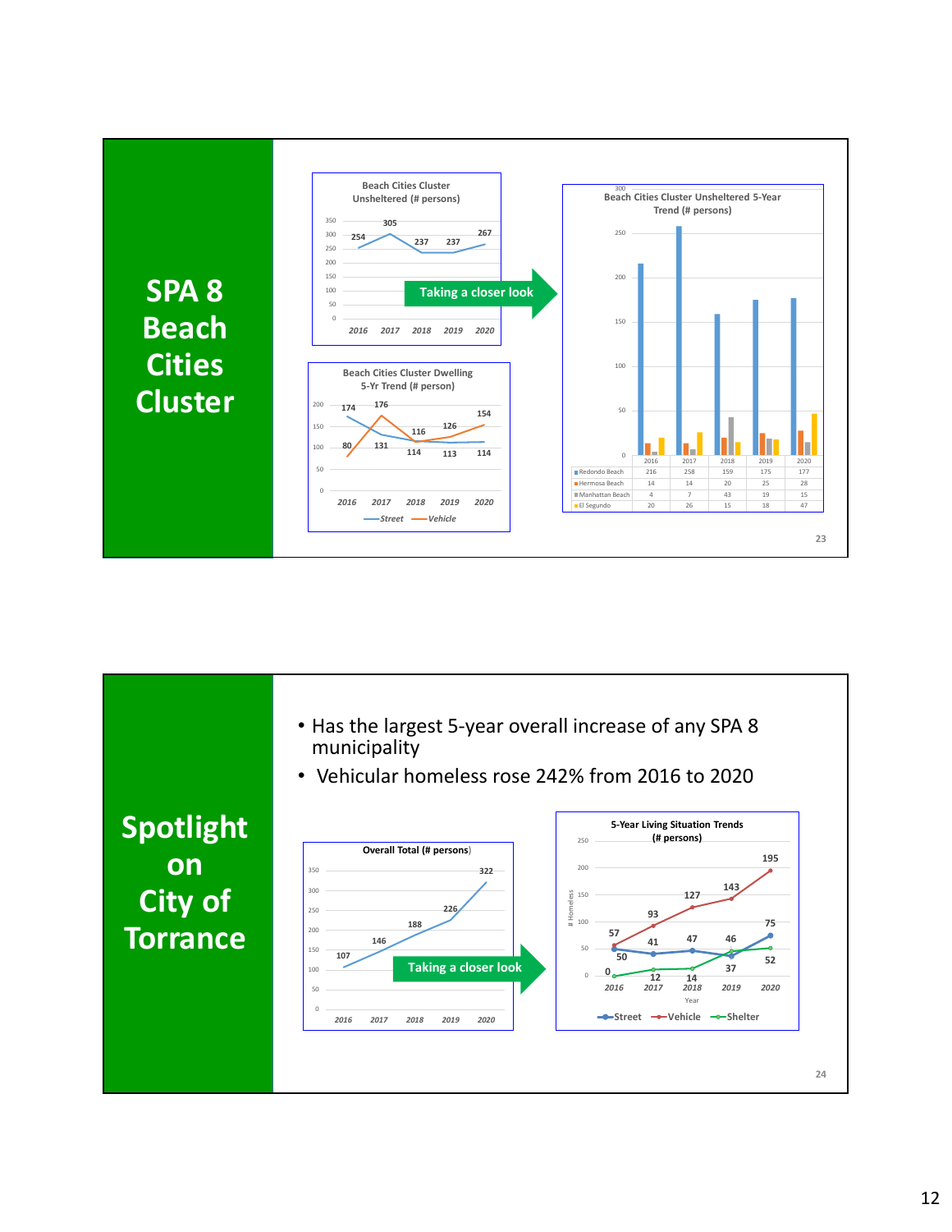## SPA 8 Beach Cities Cluster

**Beach Cities Cluster Unsheltered (# persons)**

| 2016 | 2017 | 2018 | 2019 | 2020 |
|---|---|---|---|---|
| 254 | 305 | 237 | 237 | 267 |

Taking a closer look

**Beach Cities Cluster Dwelling 5-Yr Trend (# person)**

| | 2016 | 2017 | 2018 | 2019 | 2020 |
|---|---|---|---|---|---|
| Street | 174 | 131 | 114 | 113 | 114 |
| Vehicle | 80 | 176 | 116 | 126 | 154 |

**Beach Cities Cluster Unsheltered 5-Year Trend (# persons)**

| | 2016 | 2017 | 2018 | 2019 | 2020 |
|---|---|---|---|---|---|
| Redondo Beach | 216 | 258 | 159 | 175 | 177 |
| Hermosa Beach | 14 | 14 | 20 | 25 | 28 |
| Manhattan Beach | 4 | 7 | 43 | 19 | 15 |
| El Segundo | 20 | 26 | 15 | 18 | 47 |

## Spotlight on City of Torrance

- Has the largest 5-year overall increase of any SPA 8 municipality
- Vehicular homeless rose 242% from 2016 to 2020

**Overall Total (# persons)**

| 2016 | 2017 | 2018 | 2019 | 2020 |
|---|---|---|---|---|
| 107 | 146 | 188 | 226 | 322 |

Taking a closer look

**5-Year Living Situation Trends (# persons)**

| | 2016 | 2017 | 2018 | 2019 | 2020 |
|---|---|---|---|---|---|
| Street | 50 | 41 | 47 | 37 | 75 |
| Vehicle | 57 | 93 | 127 | 143 | 195 |
| Shelter | 0 | 12 | 14 | 46 | 52 |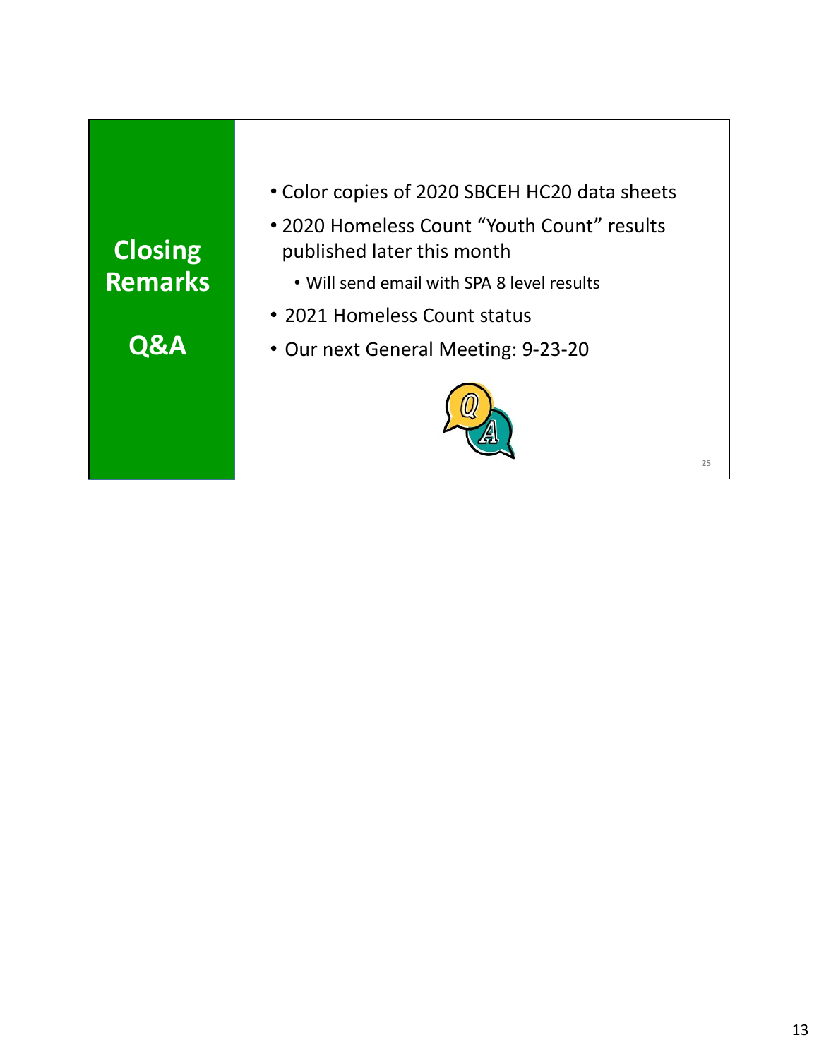## Closing Remarks

## Q&A

- Color copies of 2020 SBCEH HC20 data sheets
- 2020 Homeless Count "Youth Count" results published later this month
  - Will send email with SPA 8 level results
- 2021 Homeless Count status
- Our next General Meeting: 9-23-20